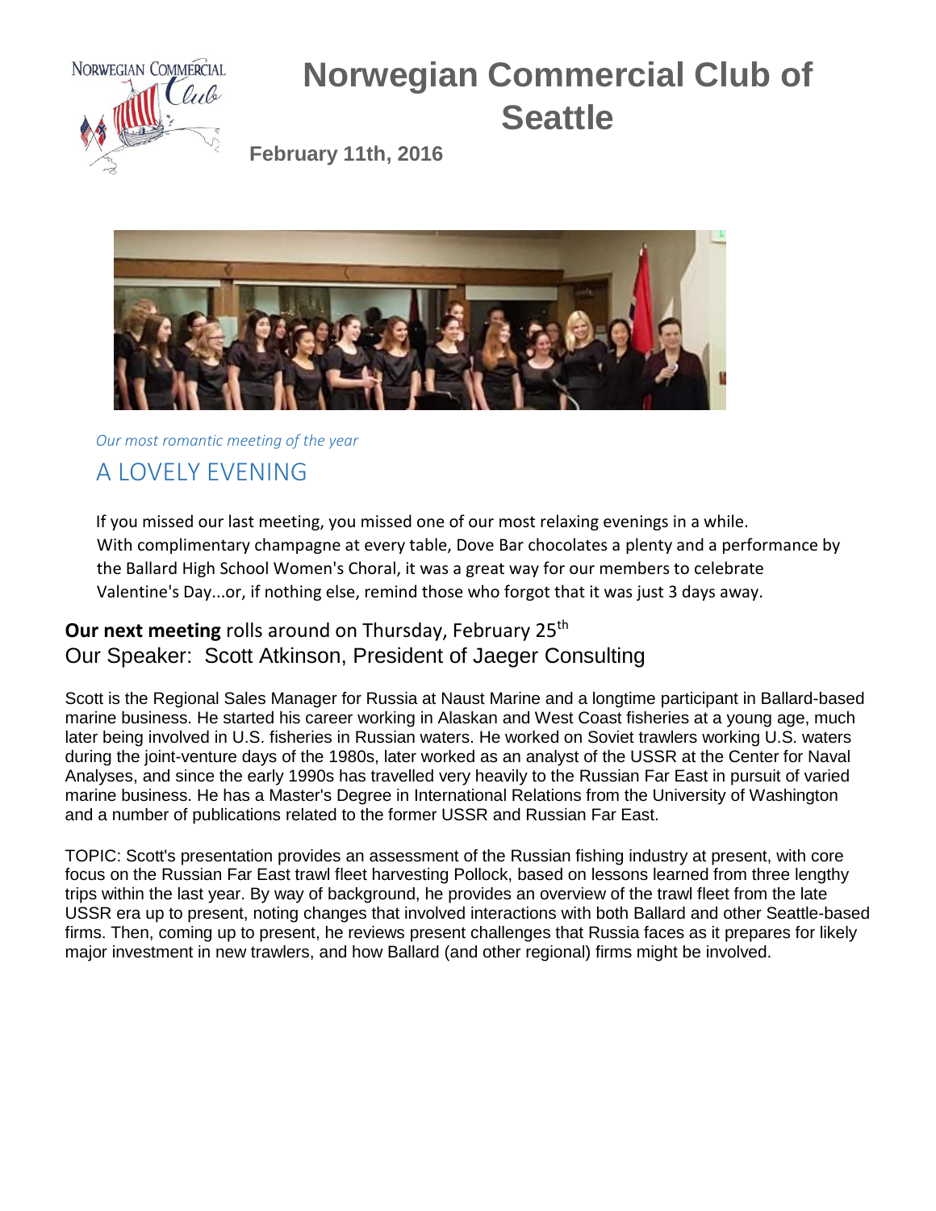# Norwegian Commercial Club of Seattle

**February 11th, 2016**

*Our most romantic meeting of the year*

## A LOVELY EVENING

If you missed our last meeting, you missed one of our most relaxing evenings in a while. With complimentary champagne at every table, Dove Bar chocolates a plenty and a performance by the Ballard High School Women's Choral, it was a great way for our members to celebrate Valentine's Day...or, if nothing else, remind those who forgot that it was just 3 days away.

**Our next meeting** rolls around on Thursday, February 25th

Our Speaker: Scott Atkinson, President of Jaeger Consulting

Scott is the Regional Sales Manager for Russia at Naust Marine and a longtime participant in Ballard-based marine business. He started his career working in Alaskan and West Coast fisheries at a young age, much later being involved in U.S. fisheries in Russian waters. He worked on Soviet trawlers working U.S. waters during the joint-venture days of the 1980s, later worked as an analyst of the USSR at the Center for Naval Analyses, and since the early 1990s has travelled very heavily to the Russian Far East in pursuit of varied marine business. He has a Master's Degree in International Relations from the University of Washington and a number of publications related to the former USSR and Russian Far East.

TOPIC: Scott's presentation provides an assessment of the Russian fishing industry at present, with core focus on the Russian Far East trawl fleet harvesting Pollock, based on lessons learned from three lengthy trips within the last year. By way of background, he provides an overview of the trawl fleet from the late USSR era up to present, noting changes that involved interactions with both Ballard and other Seattle-based firms. Then, coming up to present, he reviews present challenges that Russia faces as it prepares for likely major investment in new trawlers, and how Ballard (and other regional) firms might be involved.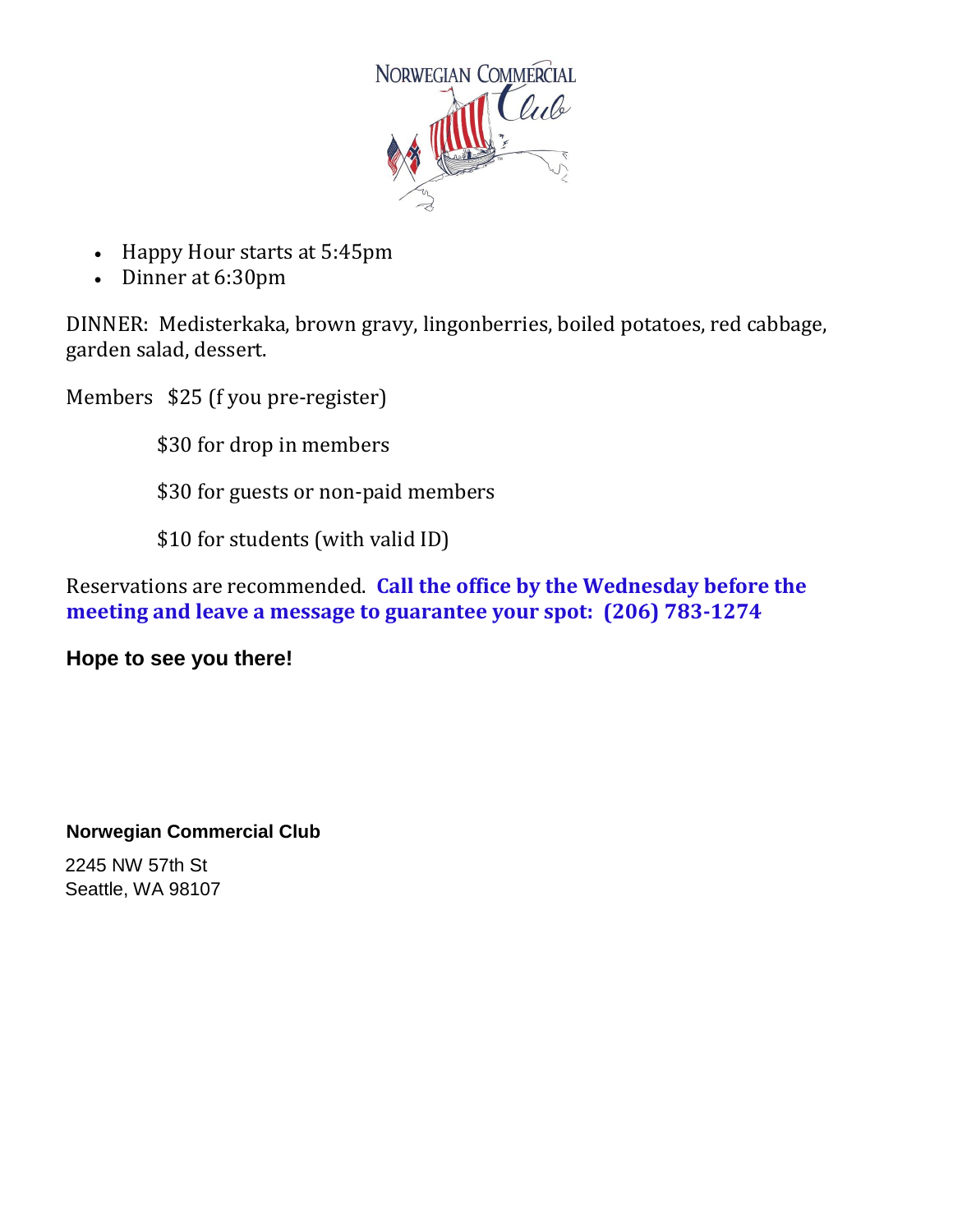- Happy Hour starts at 5:45pm
- Dinner at 6:30pm

DINNER: Medisterkaka, brown gravy, lingonberries, boiled potatoes, red cabbage, garden salad, dessert.

Members $25 (f you pre-register)

$30 for drop in members

$30 for guests or non-paid members

$10 for students (with valid ID)

Reservations are recommended. **Call the office by the Wednesday before the meeting and leave a message to guarantee your spot: (206) 783-1274**

**Hope to see you there!**

**Norwegian Commercial Club**

2245 NW 57th St
Seattle, WA 98107